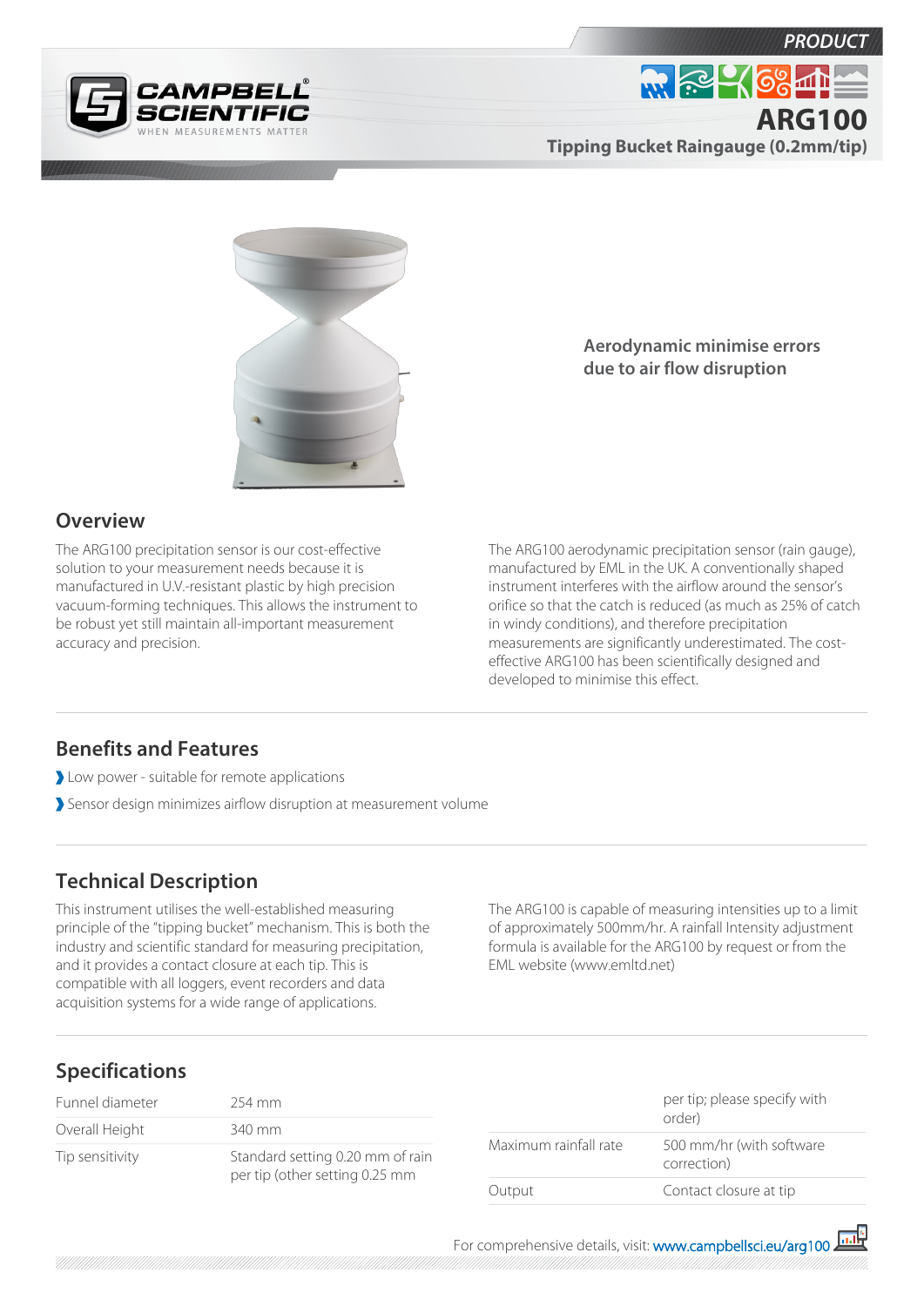PRODUCT

# ARG100

## Tipping Bucket Raingauge (0.2mm/tip)

**Aerodynamic minimise errors due to air flow disruption**

## Overview

The ARG100 precipitation sensor is our cost-effective solution to your measurement needs because it is manufactured in U.V.-resistant plastic by high precision vacuum-forming techniques. This allows the instrument to be robust yet still maintain all-important measurement accuracy and precision.

The ARG100 aerodynamic precipitation sensor (rain gauge), manufactured by EML in the UK. A conventionally shaped instrument interferes with the airflow around the sensor's orifice so that the catch is reduced (as much as 25% of catch in windy conditions), and therefore precipitation measurements are significantly underestimated. The cost-effective ARG100 has been scientifically designed and developed to minimise this effect.

## Benefits and Features

- Low power - suitable for remote applications
- Sensor design minimizes airflow disruption at measurement volume

## Technical Description

This instrument utilises the well-established measuring principle of the "tipping bucket" mechanism. This is both the industry and scientific standard for measuring precipitation, and it provides a contact closure at each tip. This is compatible with all loggers, event recorders and data acquisition systems for a wide range of applications.

The ARG100 is capable of measuring intensities up to a limit of approximately 500mm/hr. A rainfall Intensity adjustment formula is available for the ARG100 by request or from the EML website (www.emltd.net)

## Specifications

| | |
|---|---|
| Funnel diameter | 254 mm |
| Overall Height | 340 mm |
| Tip sensitivity | Standard setting 0.20 mm of rain per tip (other setting 0.25 mm per tip; please specify with order) |
| Maximum rainfall rate | 500 mm/hr (with software correction) |
| Output | Contact closure at tip |

For comprehensive details, visit: www.campbellsci.eu/arg100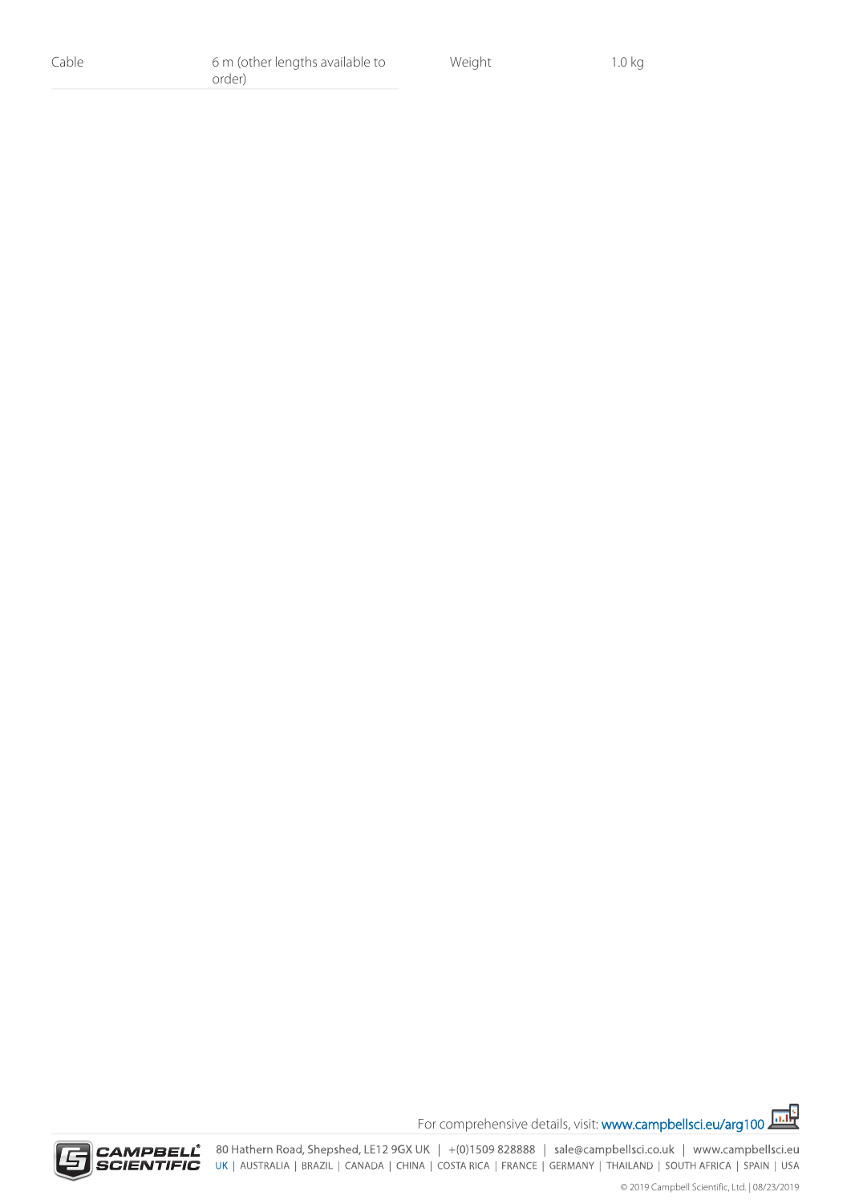| | | | |
|---|---|---|---|
| Cable | 6 m (other lengths available to order) | Weight | 1.0 kg |

For comprehensive details, visit: www.campbellsci.eu/arg100

80 Hathern Road, Shepshed, LE12 9GX UK | +(0)1509 828888 | sale@campbellsci.co.uk | www.campbellsci.eu
UK | AUSTRALIA | BRAZIL | CANADA | CHINA | COSTA RICA | FRANCE | GERMANY | THAILAND | SOUTH AFRICA | SPAIN | USA

© 2019 Campbell Scientific, Ltd. | 08/23/2019